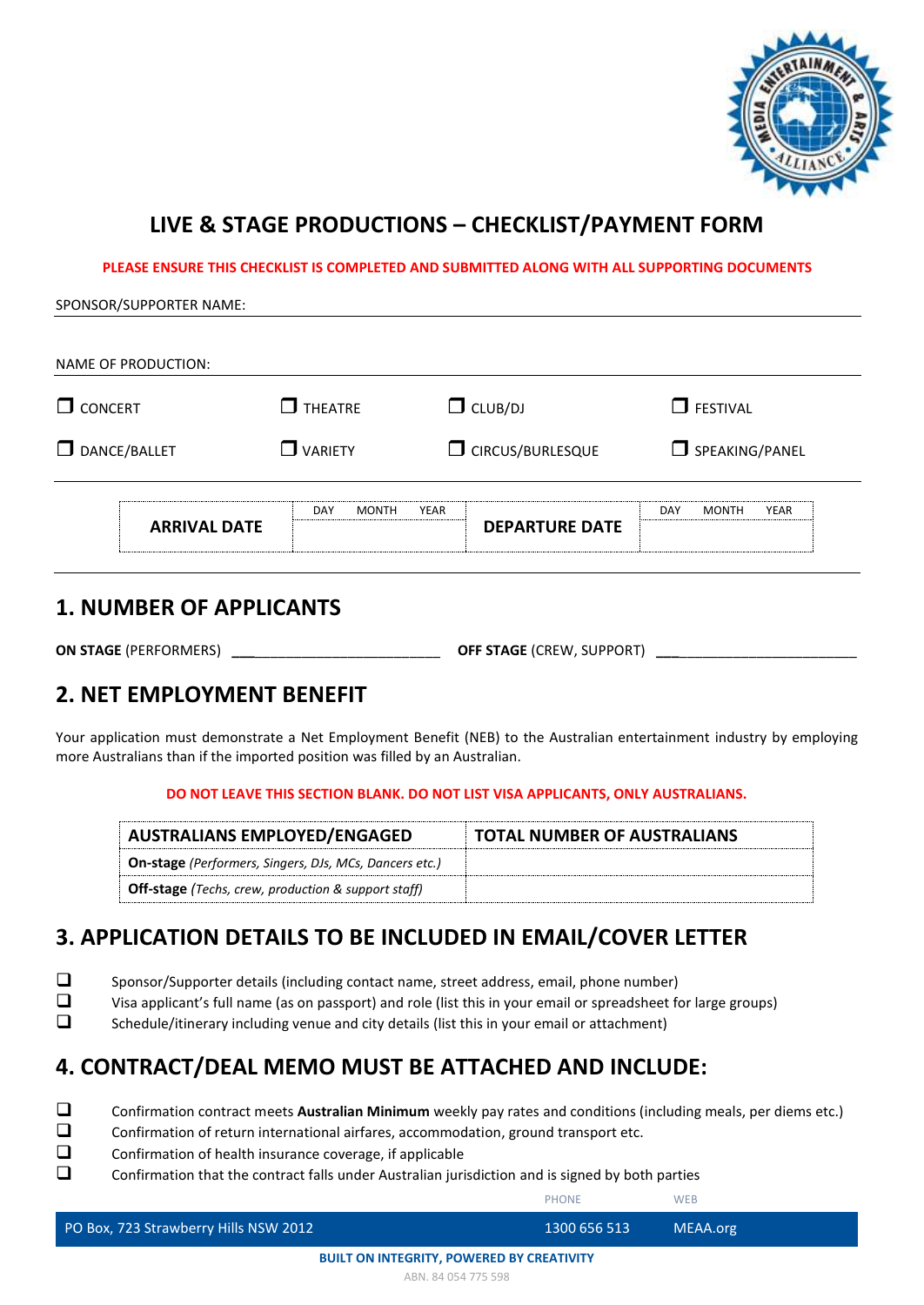# LIVE & STAGE PRODUCTIONS – CHECKLIST/PAYMENT FORM

**PLEASE ENSURE THIS CHECKLIST IS COMPLETED AND SUBMITTED ALONG WITH ALL SUPPORTING DOCUMENTS**

SPONSOR/SUPPORTER NAME:

NAME OF PRODUCTION:

- ❐ CONCERT
- ❐ THEATRE
- ❐ CLUB/DJ
- ❐ FESTIVAL
- ❐ DANCE/BALLET
- ❐ VARIETY
- ❐ CIRCUS/BURLESQUE
- ❐ SPEAKING/PANEL

| **ARRIVAL DATE** | DAY MONTH YEAR | **DEPARTURE DATE** | DAY MONTH YEAR |
|---|---|---|---|
| | | | |

## 1. NUMBER OF APPLICANTS

**ON STAGE** (PERFORMERS) ___________________________ **OFF STAGE** (CREW, SUPPORT) ___________________________

## 2. NET EMPLOYMENT BENEFIT

Your application must demonstrate a Net Employment Benefit (NEB) to the Australian entertainment industry by employing more Australians than if the imported position was filled by an Australian.

**DO NOT LEAVE THIS SECTION BLANK. DO NOT LIST VISA APPLICANTS, ONLY AUSTRALIANS.**

| AUSTRALIANS EMPLOYED/ENGAGED | TOTAL NUMBER OF AUSTRALIANS |
|---|---|
| **On-stage** *(Performers, Singers, DJs, MCs, Dancers etc.)* | |
| **Off-stage** *(Techs, crew, production & support staff)* | |

## 3. APPLICATION DETAILS TO BE INCLUDED IN EMAIL/COVER LETTER

- ❑ Sponsor/Supporter details (including contact name, street address, email, phone number)
- ❑ Visa applicant's full name (as on passport) and role (list this in your email or spreadsheet for large groups)
- ❑ Schedule/itinerary including venue and city details (list this in your email or attachment)

## 4. CONTRACT/DEAL MEMO MUST BE ATTACHED AND INCLUDE:

- ❑ Confirmation contract meets **Australian Minimum** weekly pay rates and conditions (including meals, per diems etc.)
- ❑ Confirmation of return international airfares, accommodation, ground transport etc.
- ❑ Confirmation of health insurance coverage, if applicable
- ❑ Confirmation that the contract falls under Australian jurisdiction and is signed by both parties

PO Box, 723 Strawberry Hills NSW 2012 | PHONE 1300 656 513 | WEB MEAA.org

**BUILT ON INTEGRITY, POWERED BY CREATIVITY**

ABN. 84 054 775 598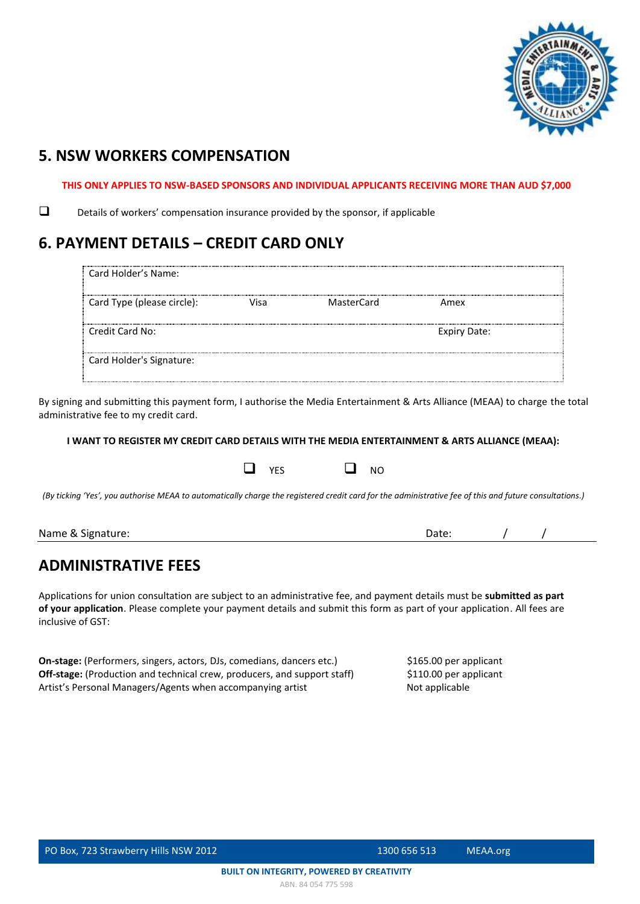## 5. NSW WORKERS COMPENSATION

**THIS ONLY APPLIES TO NSW-BASED SPONSORS AND INDIVIDUAL APPLICANTS RECEIVING MORE THAN AUD $7,000**

❑ Details of workers' compensation insurance provided by the sponsor, if applicable

## 6. PAYMENT DETAILS – CREDIT CARD ONLY

| | | | |
|---|---|---|---|
| Card Holder's Name: | | | |
| Card Type (please circle): | Visa | MasterCard | Amex |
| Credit Card No: | | | Expiry Date: |
| Card Holder's Signature: | | | |

By signing and submitting this payment form, I authorise the Media Entertainment & Arts Alliance (MEAA) to charge the total administrative fee to my credit card.

**I WANT TO REGISTER MY CREDIT CARD DETAILS WITH THE MEDIA ENTERTAINMENT & ARTS ALLIANCE (MEAA):**

❑ YES ❑ NO

*(By ticking 'Yes', you authorise MEAA to automatically charge the registered credit card for the administrative fee of this and future consultations.)*

Name & Signature: Date: / /

## ADMINISTRATIVE FEES

Applications for union consultation are subject to an administrative fee, and payment details must be **submitted as part of your application**. Please complete your payment details and submit this form as part of your application. All fees are inclusive of GST:

| | |
|---|---|
| **On-stage:** (Performers, singers, actors, DJs, comedians, dancers etc.) | $165.00 per applicant |
| **Off-stage:** (Production and technical crew, producers, and support staff) | $110.00 per applicant |
| Artist's Personal Managers/Agents when accompanying artist | Not applicable |